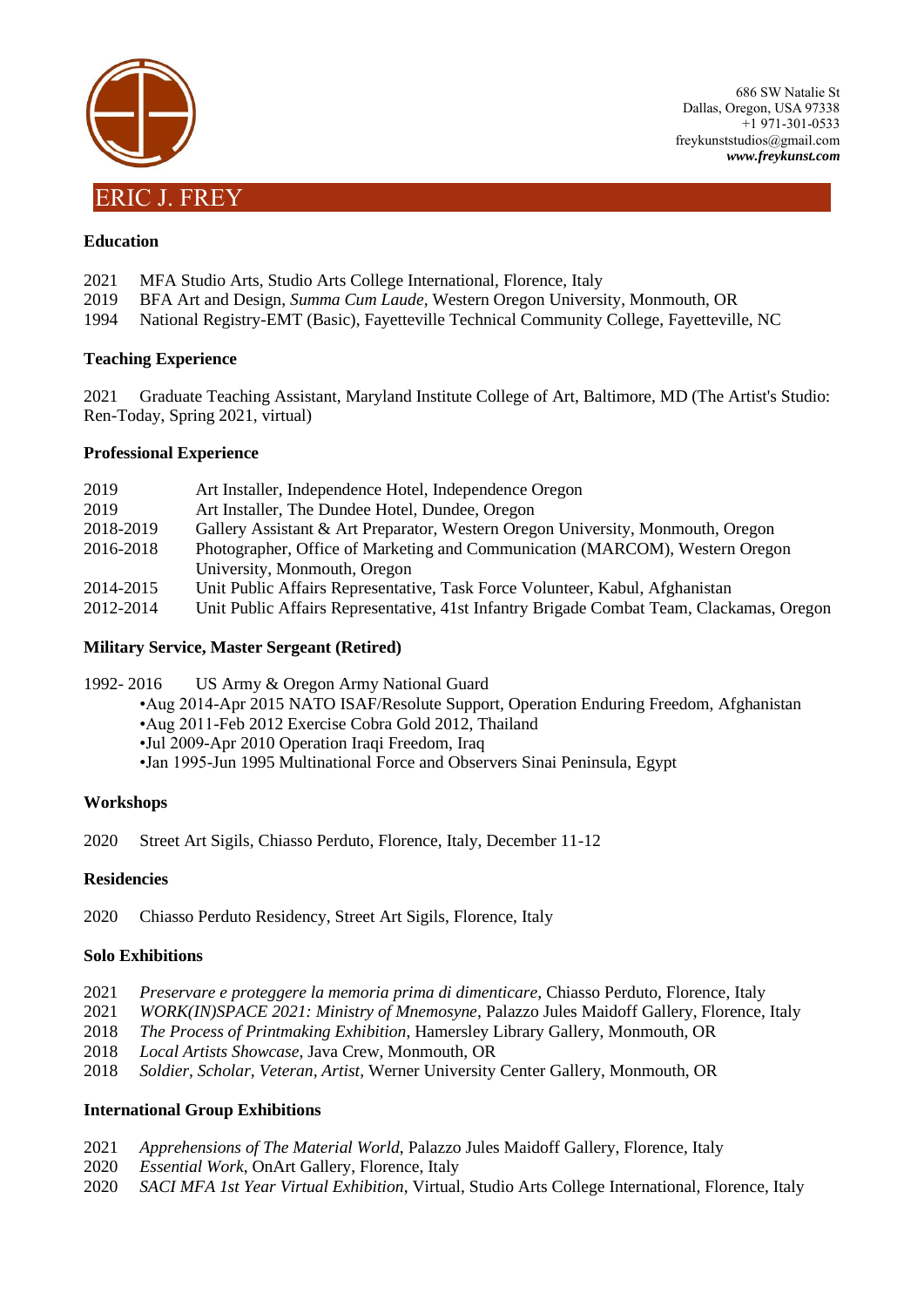686 SW Natalie St
Dallas, Oregon, USA 97338
+1 971-301-0533
freykunststudios@gmail.com
***www.freykunst.com***

# ERIC J. FREY

## Education

2021 MFA Studio Arts, Studio Arts College International, Florence, Italy
2019 BFA Art and Design, *Summa Cum Laude*, Western Oregon University, Monmouth, OR
1994 National Registry-EMT (Basic), Fayetteville Technical Community College, Fayetteville, NC

## Teaching Experience

2021 Graduate Teaching Assistant, Maryland Institute College of Art, Baltimore, MD (The Artist's Studio: Ren-Today, Spring 2021, virtual)

## Professional Experience

2019 Art Installer, Independence Hotel, Independence Oregon
2019 Art Installer, The Dundee Hotel, Dundee, Oregon
2018-2019 Gallery Assistant & Art Preparator, Western Oregon University, Monmouth, Oregon
2016-2018 Photographer, Office of Marketing and Communication (MARCOM), Western Oregon University, Monmouth, Oregon
2014-2015 Unit Public Affairs Representative, Task Force Volunteer, Kabul, Afghanistan
2012-2014 Unit Public Affairs Representative, 41st Infantry Brigade Combat Team, Clackamas, Oregon

## Military Service, Master Sergeant (Retired)

1992- 2016 US Army & Oregon Army National Guard

- Aug 2014-Apr 2015 NATO ISAF/Resolute Support, Operation Enduring Freedom, Afghanistan
- Aug 2011-Feb 2012 Exercise Cobra Gold 2012, Thailand
- Jul 2009-Apr 2010 Operation Iraqi Freedom, Iraq
- Jan 1995-Jun 1995 Multinational Force and Observers Sinai Peninsula, Egypt

## Workshops

2020 Street Art Sigils, Chiasso Perduto, Florence, Italy, December 11-12

## Residencies

2020 Chiasso Perduto Residency, Street Art Sigils, Florence, Italy

## Solo Exhibitions

2021 *Preservare e proteggere la memoria prima di dimenticare*, Chiasso Perduto, Florence, Italy
2021 *WORK(IN)SPACE 2021: Ministry of Mnemosyne*, Palazzo Jules Maidoff Gallery, Florence, Italy
2018 *The Process of Printmaking Exhibition*, Hamersley Library Gallery, Monmouth, OR
2018 *Local Artists Showcase*, Java Crew, Monmouth, OR
2018 *Soldier, Scholar, Veteran, Artist*, Werner University Center Gallery, Monmouth, OR

## International Group Exhibitions

2021 *Apprehensions of The Material World*, Palazzo Jules Maidoff Gallery, Florence, Italy
2020 *Essential Work*, OnArt Gallery, Florence, Italy
2020 *SACI MFA 1st Year Virtual Exhibition*, Virtual, Studio Arts College International, Florence, Italy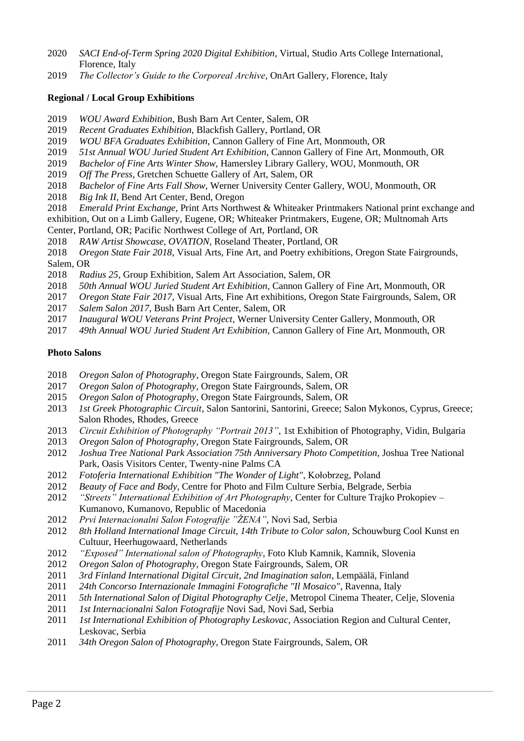2020 *SACI End-of-Term Spring 2020 Digital Exhibition*, Virtual, Studio Arts College International, Florence, Italy

2019 *The Collector's Guide to the Corporeal Archive*, OnArt Gallery, Florence, Italy

**Regional / Local Group Exhibitions**

2019 *WOU Award Exhibition*, Bush Barn Art Center, Salem, OR

2019 *Recent Graduates Exhibition*, Blackfish Gallery, Portland, OR

2019 *WOU BFA Graduates Exhibition*, Cannon Gallery of Fine Art, Monmouth, OR

2019 *51st Annual WOU Juried Student Art Exhibition*, Cannon Gallery of Fine Art, Monmouth, OR

2019 *Bachelor of Fine Arts Winter Show*, Hamersley Library Gallery, WOU, Monmouth, OR

2019 *Off The Press*, Gretchen Schuette Gallery of Art, Salem, OR

2018 *Bachelor of Fine Arts Fall Show*, Werner University Center Gallery, WOU, Monmouth, OR

2018 *Big Ink II*, Bend Art Center, Bend, Oregon

2018 *Emerald Print Exchange*, Print Arts Northwest & Whiteaker Printmakers National print exchange and exhibition, Out on a Limb Gallery, Eugene, OR; Whiteaker Printmakers, Eugene, OR; Multnomah Arts Center, Portland, OR; Pacific Northwest College of Art, Portland, OR

2018 *RAW Artist Showcase, OVATION*, Roseland Theater, Portland, OR

2018 *Oregon State Fair 2018*, Visual Arts, Fine Art, and Poetry exhibitions, Oregon State Fairgrounds, Salem, OR

2018 *Radius 25*, Group Exhibition, Salem Art Association, Salem, OR

2018 *50th Annual WOU Juried Student Art Exhibition*, Cannon Gallery of Fine Art, Monmouth, OR

2017 *Oregon State Fair 2017*, Visual Arts, Fine Art exhibitions, Oregon State Fairgrounds, Salem, OR

2017 *Salem Salon 2017*, Bush Barn Art Center, Salem, OR

2017 *Inaugural WOU Veterans Print Project*, Werner University Center Gallery, Monmouth, OR

2017 *49th Annual WOU Juried Student Art Exhibition*, Cannon Gallery of Fine Art, Monmouth, OR

**Photo Salons**

2018 *Oregon Salon of Photography*, Oregon State Fairgrounds, Salem, OR

2017 *Oregon Salon of Photography*, Oregon State Fairgrounds, Salem, OR

2015 *Oregon Salon of Photography*, Oregon State Fairgrounds, Salem, OR

2013 *1st Greek Photographic Circuit*, Salon Santorini, Santorini, Greece; Salon Mykonos, Cyprus, Greece; Salon Rhodes, Rhodes, Greece

2013 *Circuit Exhibition of Photography "Portrait 2013"*, 1st Exhibition of Photography, Vidin, Bulgaria

2013 *Oregon Salon of Photography*, Oregon State Fairgrounds, Salem, OR

2012 *Joshua Tree National Park Association 75th Anniversary Photo Competition*, Joshua Tree National Park, Oasis Visitors Center, Twenty-nine Palms CA

2012 *Fotoferia International Exhibition "The Wonder of Light"*, Kołobrzeg, Poland

2012 *Beauty of Face and Body*, Centre for Photo and Film Culture Serbia, Belgrade, Serbia

2012 *"Streets" International Exhibition of Art Photography*, Center for Culture Trajko Prokopiev – Kumanovo, Kumanovo, Republic of Macedonia

2012 *Prvi Internacionalni Salon Fotografije "ŽENA"*, Novi Sad, Serbia

2012 *8th Holland International Image Circuit, 14th Tribute to Color salon*, Schouwburg Cool Kunst en Cultuur, Heerhugowaard, Netherlands

2012 *"Exposed" International salon of Photography*, Foto Klub Kamnik, Kamnik, Slovenia

2012 *Oregon Salon of Photography*, Oregon State Fairgrounds, Salem, OR

2011 *3rd Finland International Digital Circuit, 2nd Imagination salon*, Lempäälä, Finland

2011 *24th Concorso Internazionale Immagini Fotografiche "Il Mosaico"*, Ravenna, Italy

2011 *5th International Salon of Digital Photography Celje*, Metropol Cinema Theater, Celje, Slovenia

2011 *1st Internacionalni Salon Fotografije* Novi Sad, Novi Sad, Serbia

2011 *1st International Exhibition of Photography Leskovac*, Association Region and Cultural Center, Leskovac, Serbia

2011 *34th Oregon Salon of Photography*, Oregon State Fairgrounds, Salem, OR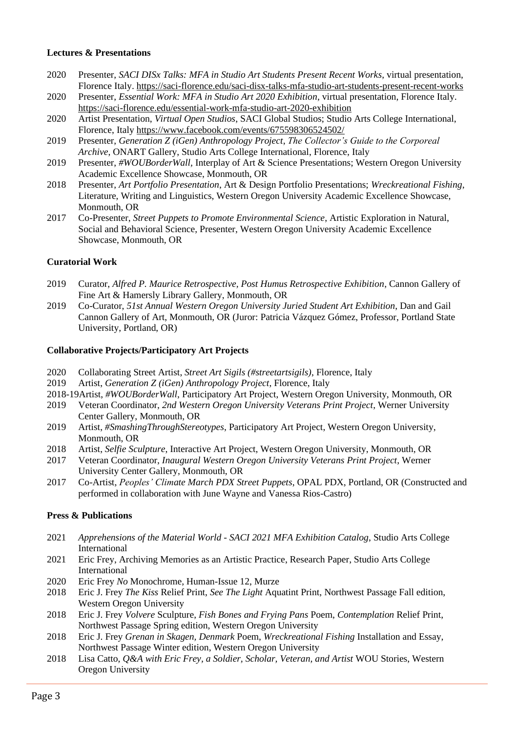**Lectures & Presentations**

2020 Presenter, *SACI DISx Talks: MFA in Studio Art Students Present Recent Works*, virtual presentation, Florence Italy. https://saci-florence.edu/saci-disx-talks-mfa-studio-art-students-present-recent-works

2020 Presenter, *Essential Work: MFA in Studio Art 2020 Exhibition*, virtual presentation, Florence Italy. https://saci-florence.edu/essential-work-mfa-studio-art-2020-exhibition

2020 Artist Presentation, *Virtual Open Studios*, SACI Global Studios; Studio Arts College International, Florence, Italy https://www.facebook.com/events/675598306524502/

2019 Presenter, *Generation Z (iGen) Anthropology Project*, *The Collector's Guide to the Corporeal Archive*, ONART Gallery, Studio Arts College International, Florence, Italy

2019 Presenter, *#WOUBorderWall*, Interplay of Art & Science Presentations; Western Oregon University Academic Excellence Showcase, Monmouth, OR

2018 Presenter, *Art Portfolio Presentation*, Art & Design Portfolio Presentations; *Wreckreational Fishing*, Literature, Writing and Linguistics, Western Oregon University Academic Excellence Showcase, Monmouth, OR

2017 Co-Presenter, *Street Puppets to Promote Environmental Science*, Artistic Exploration in Natural, Social and Behavioral Science, Presenter, Western Oregon University Academic Excellence Showcase, Monmouth, OR

**Curatorial Work**

2019 Curator, *Alfred P. Maurice Retrospective, Post Humus Retrospective Exhibition*, Cannon Gallery of Fine Art & Hamersly Library Gallery, Monmouth, OR

2019 Co-Curator, *51st Annual Western Oregon University Juried Student Art Exhibition*, Dan and Gail Cannon Gallery of Art, Monmouth, OR (Juror: Patricia Vázquez Gómez, Professor, Portland State University, Portland, OR)

**Collaborative Projects/Participatory Art Projects**

2020 Collaborating Street Artist, *Street Art Sigils (#streetartsigils)*, Florence, Italy

2019 Artist, *Generation Z (iGen) Anthropology Project*, Florence, Italy

2018-19 Artist, *#WOUBorderWall*, Participatory Art Project, Western Oregon University, Monmouth, OR

2019 Veteran Coordinator, *2nd Western Oregon University Veterans Print Project*, Werner University Center Gallery, Monmouth, OR

2019 Artist, *#SmashingThroughStereotypes*, Participatory Art Project, Western Oregon University, Monmouth, OR

2018 Artist, *Selfie Sculpture*, Interactive Art Project, Western Oregon University, Monmouth, OR

2017 Veteran Coordinator, *Inaugural Western Oregon University Veterans Print Project*, Werner University Center Gallery, Monmouth, OR

2017 Co-Artist, *Peoples' Climate March PDX Street Puppets*, OPAL PDX, Portland, OR (Constructed and performed in collaboration with June Wayne and Vanessa Rios-Castro)

**Press & Publications**

2021 *Apprehensions of the Material World - SACI 2021 MFA Exhibition Catalog*, Studio Arts College International

2021 Eric Frey, Archiving Memories as an Artistic Practice, Research Paper, Studio Arts College International

2020 Eric Frey *No* Monochrome, Human-Issue 12, Murze

2018 Eric J. Frey *The Kiss* Relief Print, *See The Light* Aquatint Print, Northwest Passage Fall edition, Western Oregon University

2018 Eric J. Frey *Volvere* Sculpture, *Fish Bones and Frying Pans* Poem, *Contemplation* Relief Print, Northwest Passage Spring edition, Western Oregon University

2018 Eric J. Frey *Grenan in Skagen, Denmark* Poem, *Wreckreational Fishing* Installation and Essay, Northwest Passage Winter edition, Western Oregon University

2018 Lisa Catto, *Q&A with Eric Frey, a Soldier, Scholar, Veteran, and Artist* WOU Stories, Western Oregon University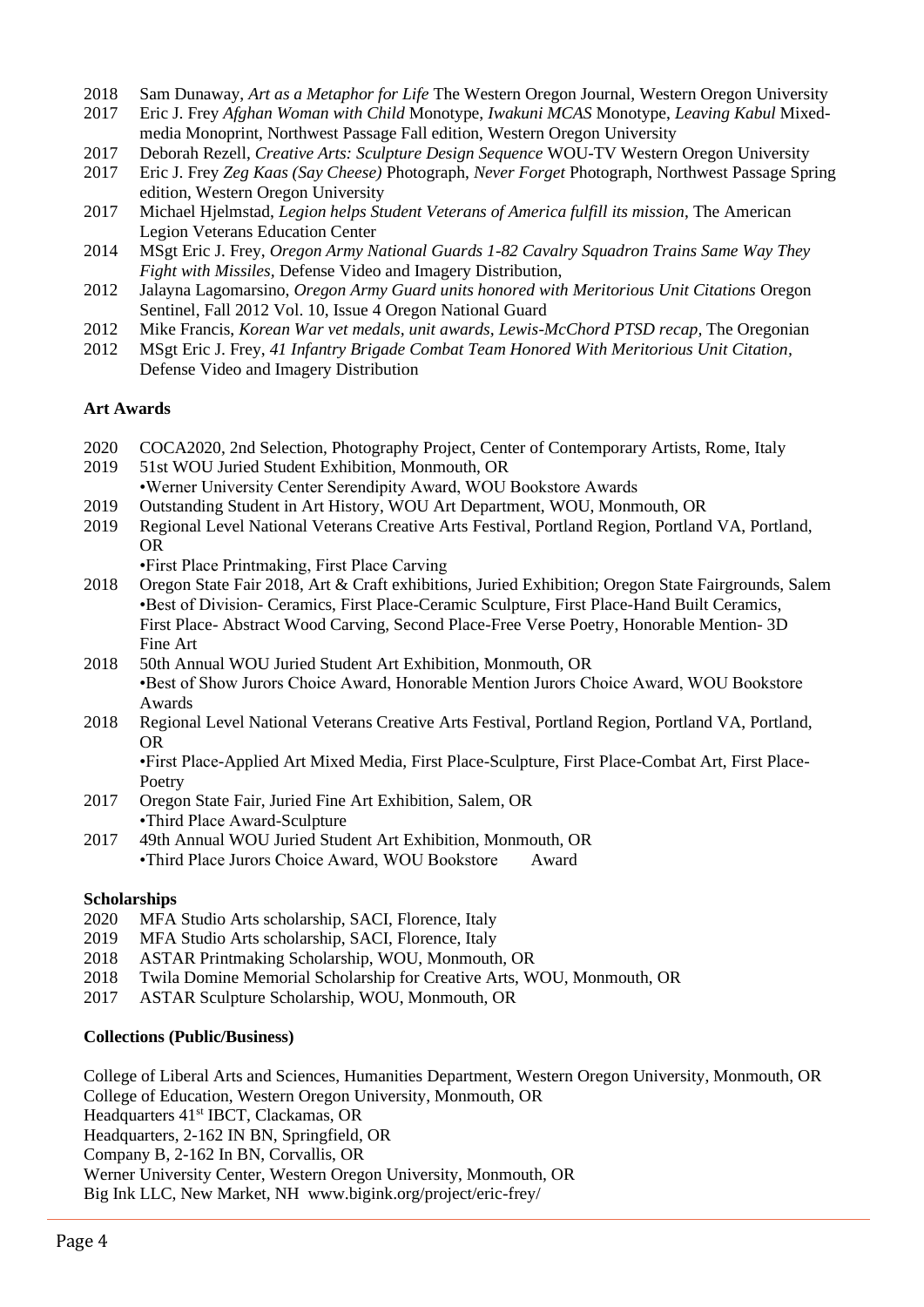2018 Sam Dunaway, *Art as a Metaphor for Life* The Western Oregon Journal, Western Oregon University
2017 Eric J. Frey *Afghan Woman with Child* Monotype, *Iwakuni MCAS* Monotype, *Leaving Kabul* Mixed-media Monoprint, Northwest Passage Fall edition, Western Oregon University
2017 Deborah Rezell, *Creative Arts: Sculpture Design Sequence* WOU-TV Western Oregon University
2017 Eric J. Frey *Zeg Kaas (Say Cheese)* Photograph, *Never Forget* Photograph, Northwest Passage Spring edition, Western Oregon University
2017 Michael Hjelmstad, *Legion helps Student Veterans of America fulfill its mission*, The American Legion Veterans Education Center
2014 MSgt Eric J. Frey, *Oregon Army National Guards 1-82 Cavalry Squadron Trains Same Way They Fight with Missiles*, Defense Video and Imagery Distribution,
2012 Jalayna Lagomarsino, *Oregon Army Guard units honored with Meritorious Unit Citations* Oregon Sentinel, Fall 2012 Vol. 10, Issue 4 Oregon National Guard
2012 Mike Francis, *Korean War vet medals, unit awards, Lewis-McChord PTSD recap*, The Oregonian
2012 MSgt Eric J. Frey, *41 Infantry Brigade Combat Team Honored With Meritorious Unit Citation*, Defense Video and Imagery Distribution

**Art Awards**

2020 COCA2020, 2nd Selection, Photography Project, Center of Contemporary Artists, Rome, Italy
2019 51st WOU Juried Student Exhibition, Monmouth, OR
•Werner University Center Serendipity Award, WOU Bookstore Awards
2019 Outstanding Student in Art History, WOU Art Department, WOU, Monmouth, OR
2019 Regional Level National Veterans Creative Arts Festival, Portland Region, Portland VA, Portland, OR
•First Place Printmaking, First Place Carving
2018 Oregon State Fair 2018, Art & Craft exhibitions, Juried Exhibition; Oregon State Fairgrounds, Salem
•Best of Division- Ceramics, First Place-Ceramic Sculpture, First Place-Hand Built Ceramics, First Place- Abstract Wood Carving, Second Place-Free Verse Poetry, Honorable Mention- 3D Fine Art
2018 50th Annual WOU Juried Student Art Exhibition, Monmouth, OR
•Best of Show Jurors Choice Award, Honorable Mention Jurors Choice Award, WOU Bookstore Awards
2018 Regional Level National Veterans Creative Arts Festival, Portland Region, Portland VA, Portland, OR
•First Place-Applied Art Mixed Media, First Place-Sculpture, First Place-Combat Art, First Place-Poetry
2017 Oregon State Fair, Juried Fine Art Exhibition, Salem, OR
•Third Place Award-Sculpture
2017 49th Annual WOU Juried Student Art Exhibition, Monmouth, OR
•Third Place Jurors Choice Award, WOU Bookstore Award

**Scholarships**

2020 MFA Studio Arts scholarship, SACI, Florence, Italy
2019 MFA Studio Arts scholarship, SACI, Florence, Italy
2018 ASTAR Printmaking Scholarship, WOU, Monmouth, OR
2018 Twila Domine Memorial Scholarship for Creative Arts, WOU, Monmouth, OR
2017 ASTAR Sculpture Scholarship, WOU, Monmouth, OR

**Collections (Public/Business)**

College of Liberal Arts and Sciences, Humanities Department, Western Oregon University, Monmouth, OR
College of Education, Western Oregon University, Monmouth, OR
Headquarters 41st IBCT, Clackamas, OR
Headquarters, 2-162 IN BN, Springfield, OR
Company B, 2-162 In BN, Corvallis, OR
Werner University Center, Western Oregon University, Monmouth, OR
Big Ink LLC, New Market, NH www.bigink.org/project/eric-frey/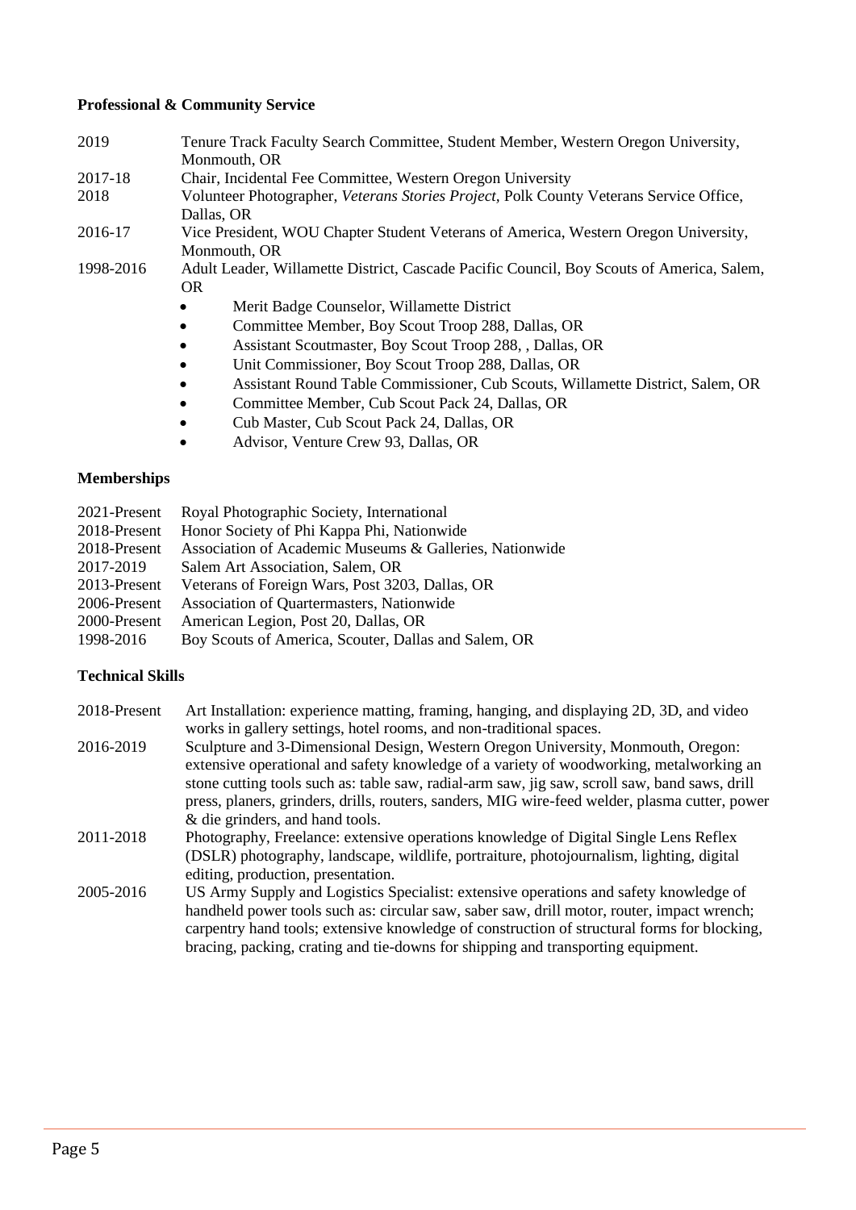**Professional & Community Service**

| | |
|---|---|
| 2019 | Tenure Track Faculty Search Committee, Student Member, Western Oregon University, Monmouth, OR |
| 2017-18 | Chair, Incidental Fee Committee, Western Oregon University |
| 2018 | Volunteer Photographer, *Veterans Stories Project*, Polk County Veterans Service Office, Dallas, OR |
| 2016-17 | Vice President, WOU Chapter Student Veterans of America, Western Oregon University, Monmouth, OR |
| 1998-2016 | Adult Leader, Willamette District, Cascade Pacific Council, Boy Scouts of America, Salem, OR |

- Merit Badge Counselor, Willamette District
- Committee Member, Boy Scout Troop 288, Dallas, OR
- Assistant Scoutmaster, Boy Scout Troop 288, , Dallas, OR
- Unit Commissioner, Boy Scout Troop 288, Dallas, OR
- Assistant Round Table Commissioner, Cub Scouts, Willamette District, Salem, OR
- Committee Member, Cub Scout Pack 24, Dallas, OR
- Cub Master, Cub Scout Pack 24, Dallas, OR
- Advisor, Venture Crew 93, Dallas, OR

**Memberships**

| | |
|---|---|
| 2021-Present | Royal Photographic Society, International |
| 2018-Present | Honor Society of Phi Kappa Phi, Nationwide |
| 2018-Present | Association of Academic Museums & Galleries, Nationwide |
| 2017-2019 | Salem Art Association, Salem, OR |
| 2013-Present | Veterans of Foreign Wars, Post 3203, Dallas, OR |
| 2006-Present | Association of Quartermasters, Nationwide |
| 2000-Present | American Legion, Post 20, Dallas, OR |
| 1998-2016 | Boy Scouts of America, Scouter, Dallas and Salem, OR |

**Technical Skills**

| | |
|---|---|
| 2018-Present | Art Installation: experience matting, framing, hanging, and displaying 2D, 3D, and video works in gallery settings, hotel rooms, and non-traditional spaces. |
| 2016-2019 | Sculpture and 3-Dimensional Design, Western Oregon University, Monmouth, Oregon: extensive operational and safety knowledge of a variety of woodworking, metalworking an stone cutting tools such as: table saw, radial-arm saw, jig saw, scroll saw, band saws, drill press, planers, grinders, drills, routers, sanders, MIG wire-feed welder, plasma cutter, power & die grinders, and hand tools. |
| 2011-2018 | Photography, Freelance: extensive operations knowledge of Digital Single Lens Reflex (DSLR) photography, landscape, wildlife, portraiture, photojournalism, lighting, digital editing, production, presentation. |
| 2005-2016 | US Army Supply and Logistics Specialist: extensive operations and safety knowledge of handheld power tools such as: circular saw, saber saw, drill motor, router, impact wrench; carpentry hand tools; extensive knowledge of construction of structural forms for blocking, bracing, packing, crating and tie-downs for shipping and transporting equipment. |